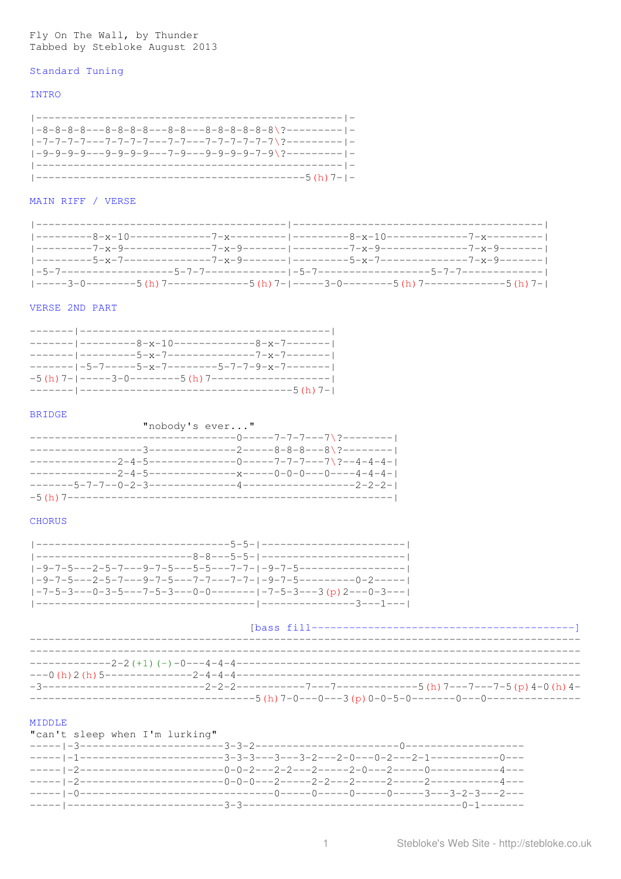Fly On The Wall, by Thunder
Tabbed by Stebloke August 2013

Standard Tuning

INTRO

```
|-----------------------------------------------|-
|-8-8-8-8---8-8-8-8---8-8---8-8-8-8-8-8\?---------|-
|-7-7-7-7---7-7-7-7---7-7---7-7-7-7-7-7\?---------|-
|-9-9-9-9---9-9-9-9---7-9---9-9-9-9-7-9\?---------|-
|-----------------------------------------------|-
|-----------------------------------------5(h)7-|-
```

MAIN RIFF / VERSE

```
|---------------------------------------|---------------------------------------|
|---------8-x-10-------------7-x---------|---------8-x-10-------------7-x---------|
|---------7-x-9--------------7-x-9-------|---------7-x-9--------------7-x-9-------|
|---------5-x-7--------------7-x-9-------|---------5-x-7--------------7-x-9-------|
|-5-7------------------5-7-7------------|-5-7------------------5-7-7------------|
|-----3-0--------5(h)7-------------5(h)7-|-----3-0--------5(h)7-------------5(h)7-|
```

VERSE 2ND PART

```
-------|---------------------------------------|
-------|---------8-x-10-------------8-x-7-------|
-------|---------5-x-7--------------7-x-7-------|
-------|-5-7-----5-x-7--------5-7-7-9-x-7-------|
-5(h)7-|-----3-0--------5(h)7-------------------|
-------|---------------------------------5(h)7-|
```

BRIDGE

```
                  "nobody's ever..."
--------------------------------0-----7-7-7---7\?--------|
------------------3--------------2-----8-8-8---8\?--------|
--------------2-4-5--------------0-----7-7-7---7\?--4-4-4-|
--------------2-4-5--------------x-----0-0-0---0----4-4-4-|
-------5-7-7--0-2-3--------------4-----------------2-2-2-|
-5(h)7---------------------------------------------------|
```

CHORUS

```
|------------------------------5-5-|----------------------|
|-------------------------8-8---5-5-|----------------------|
|-9-7-5---2-5-7---9-7-5---5-5---7-7-|-9-7-5-----------------|
|-9-7-5---2-5-7---9-7-5---7-7---7-7-|-9-7-5---------0-2-----|
|-7-5-3---0-3-5---7-5-3---0-0-------|-7-5-3---3(p)2---0-3---|
|----------------------------------|--------------3---1---|
```

```
                                    [bass fill----------------------------------------]
--------------------------------------------------------------------------------------
--------------------------------------------------------------------------------------
-------------2-2(+1)(-)-0---4-4-4-----------------------------------------------------
---0(h)2(h)5--------------2-4-4-4-----------------------------------------------------
-3-------------------------2-2-2-----------7---7-------------5(h)7---7---7-5(p)4-0(h)4-
----------------------------------5(h)7-0---0---3(p)0-0-5-0-------0---0---------------
```

MIDDLE

"can't sleep when I'm lurking"

```
-----|-3-----------------------3-3-2------------------------0--------------------
-----|-1-----------------------3-3-3---3---3-2---2-0---0-2---2-1-----------0---
-----|-2-----------------------0-0-2---2-2---2-----2-0---2-----0-----------4---
-----|-2-----------------------0-0-0---2-----2-2---2-----2-----2-----------4---
-----|-0-------------------------------0-----0-----0-----0-----3---3-2-3---2---
-----|-------------------------3-3---------------------------------0-1-------
```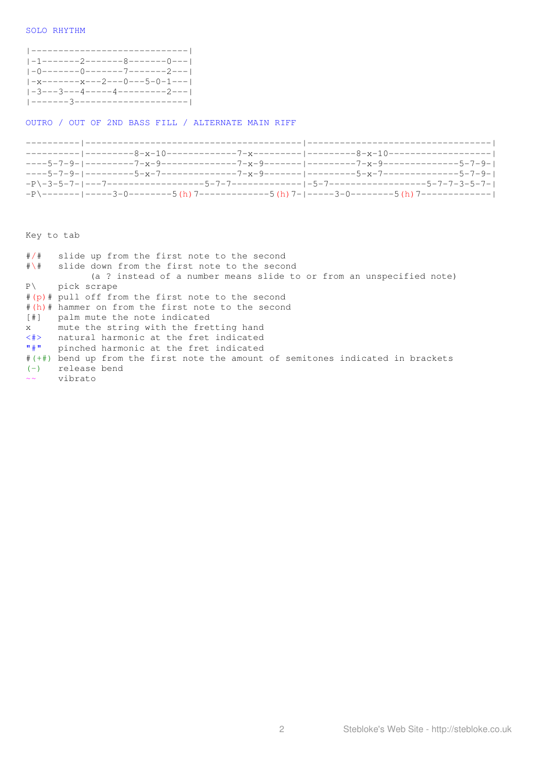SOLO RHYTHM

```
|----------------------------|
|-1-------2-------8-------0---|
|-0-------0-------7-------2---|
|-x-------x---2---0---5-0-1---|
|-3---3---4-----4---------2---|
|-------3---------------------|
```

OUTRO / OUT OF 2ND BASS FILL / ALTERNATE MAIN RIFF

```
----------|--------------------------------------|---------------------------------|
----------|---------8-x-10-------------7-x---------|---------8-x-10------------------|
----5-7-9-|---------7-x-9--------------7-x-9-------|---------7-x-9-------------5-7-9-|
----5-7-9-|---------5-x-7--------------7-x-9-------|---------5-x-7-------------5-7-9-|
-P\-3-5-7-|---7-----------------5-7-7-------------|-5-7-----------------5-7-7-3-5-7-|
-P\-------|-----3-0--------5(h)7------------5(h)7-|-----3-0--------5(h)7------------|
```

Key to tab

```
#/#   slide up from the first note to the second
#\#   slide down from the first note to the second
          (a ? instead of a number means slide to or from an unspecified note)
P\    pick scrape
#(p)# pull off from the first note to the second
#(h)# hammer on from the first note to the second
[#]   palm mute the note indicated
x     mute the string with the fretting hand
<#>   natural harmonic at the fret indicated
"#"   pinched harmonic at the fret indicated
#(+#) bend up from the first note the amount of semitones indicated in brackets
(-)   release bend
~~    vibrato
```